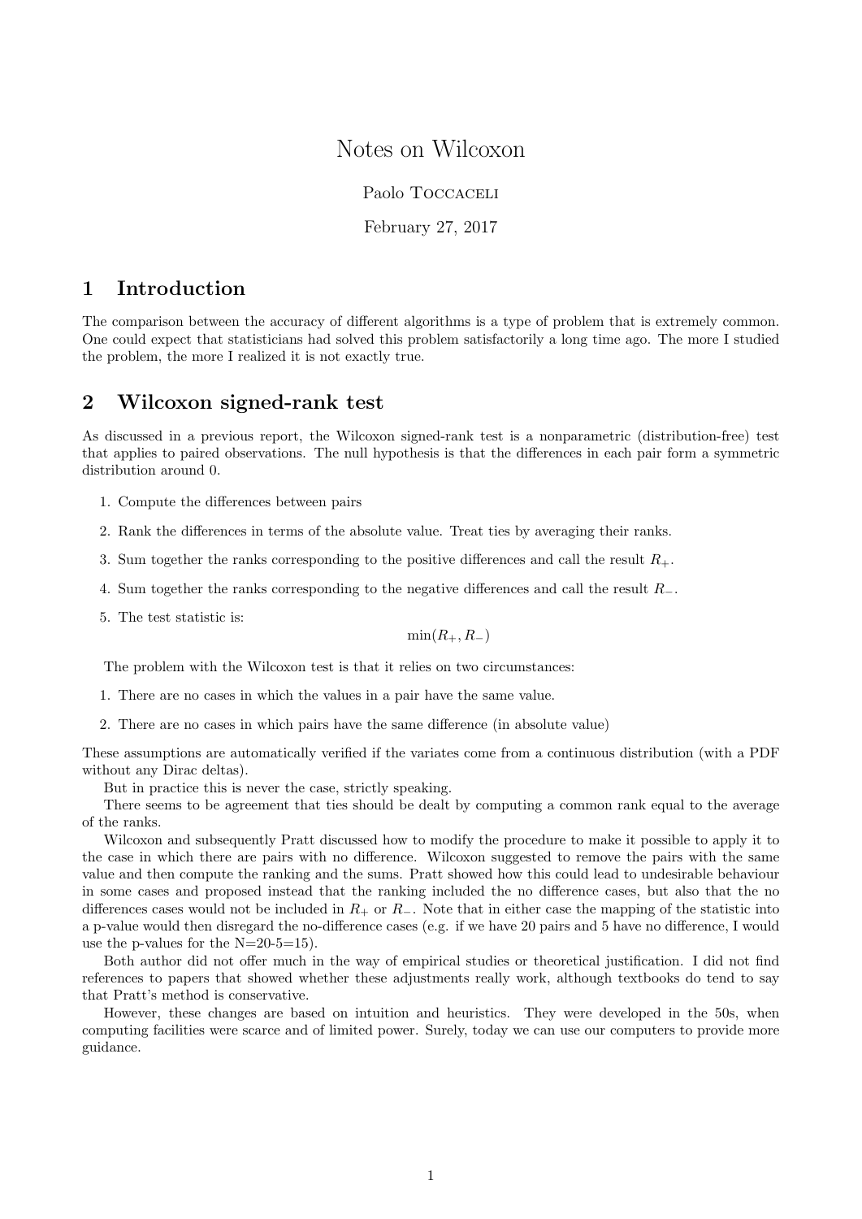# Notes on Wilcoxon

Paolo Toccaceli

February 27, 2017

## 1 Introduction

The comparison between the accuracy of different algorithms is a type of problem that is extremely common. One could expect that statisticians had solved this problem satisfactorily a long time ago. The more I studied the problem, the more I realized it is not exactly true.

## 2 Wilcoxon signed-rank test

As discussed in a previous report, the Wilcoxon signed-rank test is a nonparametric (distribution-free) test that applies to paired observations. The null hypothesis is that the differences in each pair form a symmetric distribution around 0.

1. Compute the differences between pairs
2. Rank the differences in terms of the absolute value. Treat ties by averaging their ranks.
3. Sum together the ranks corresponding to the positive differences and call the result $R_+$.
4. Sum together the ranks corresponding to the negative differences and call the result $R_-$.
5. The test statistic is:

$$\min(R_+, R_-)$$

The problem with the Wilcoxon test is that it relies on two circumstances:

1. There are no cases in which the values in a pair have the same value.
2. There are no cases in which pairs have the same difference (in absolute value)

These assumptions are automatically verified if the variates come from a continuous distribution (with a PDF without any Dirac deltas).

But in practice this is never the case, strictly speaking.

There seems to be agreement that ties should be dealt by computing a common rank equal to the average of the ranks.

Wilcoxon and subsequently Pratt discussed how to modify the procedure to make it possible to apply it to the case in which there are pairs with no difference. Wilcoxon suggested to remove the pairs with the same value and then compute the ranking and the sums. Pratt showed how this could lead to undesirable behaviour in some cases and proposed instead that the ranking included the no difference cases, but also that the no differences cases would not be included in $R_+$ or $R_-$. Note that in either case the mapping of the statistic into a p-value would then disregard the no-difference cases (e.g. if we have 20 pairs and 5 have no difference, I would use the p-values for the N=20-5=15).

Both author did not offer much in the way of empirical studies or theoretical justification. I did not find references to papers that showed whether these adjustments really work, although textbooks do tend to say that Pratt's method is conservative.

However, these changes are based on intuition and heuristics. They were developed in the 50s, when computing facilities were scarce and of limited power. Surely, today we can use our computers to provide more guidance.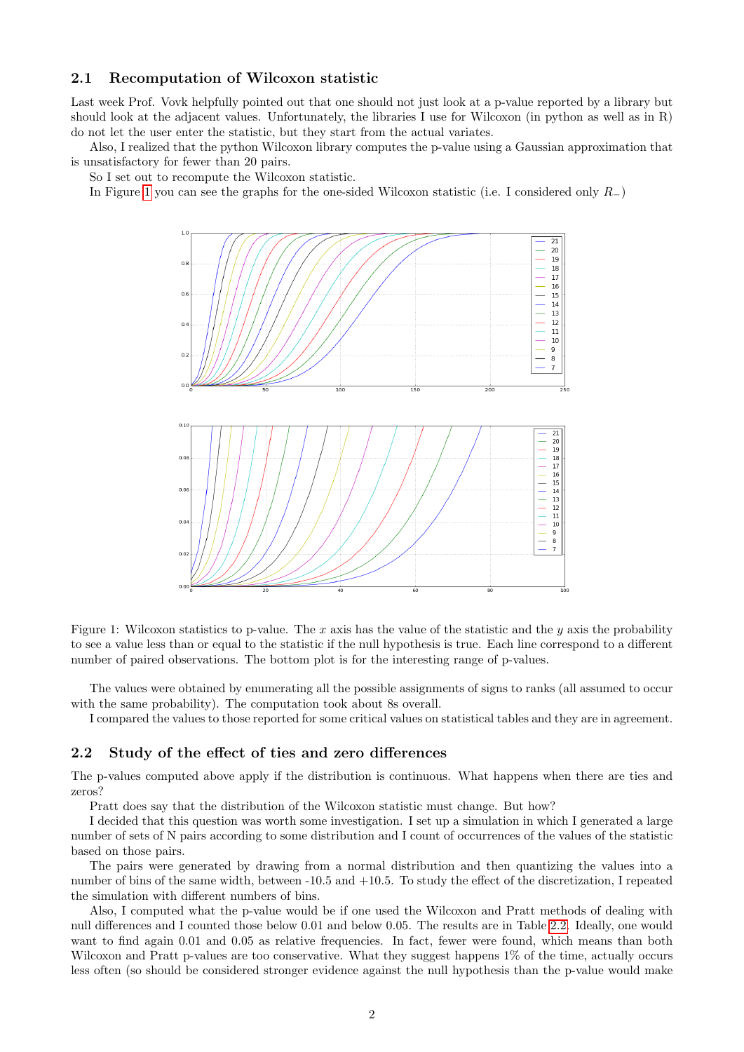## 2.1 Recomputation of Wilcoxon statistic

Last week Prof. Vovk helpfully pointed out that one should not just look at a p-value reported by a library but should look at the adjacent values. Unfortunately, the libraries I use for Wilcoxon (in python as well as in R) do not let the user enter the statistic, but they start from the actual variates.

Also, I realized that the python Wilcoxon library computes the p-value using a Gaussian approximation that is unsatisfactory for fewer than 20 pairs.

So I set out to recompute the Wilcoxon statistic.

In Figure 1 you can see the graphs for the one-sided Wilcoxon statistic (i.e. I considered only $R_-$)

Figure 1: Wilcoxon statistics to p-value. The $x$ axis has the value of the statistic and the $y$ axis the probability to see a value less than or equal to the statistic if the null hypothesis is true. Each line correspond to a different number of paired observations. The bottom plot is for the interesting range of p-values.

The values were obtained by enumerating all the possible assignments of signs to ranks (all assumed to occur with the same probability). The computation took about 8s overall.

I compared the values to those reported for some critical values on statistical tables and they are in agreement.

## 2.2 Study of the effect of ties and zero differences

The p-values computed above apply if the distribution is continuous. What happens when there are ties and zeros?

Pratt does say that the distribution of the Wilcoxon statistic must change. But how?

I decided that this question was worth some investigation. I set up a simulation in which I generated a large number of sets of N pairs according to some distribution and I count of occurrences of the values of the statistic based on those pairs.

The pairs were generated by drawing from a normal distribution and then quantizing the values into a number of bins of the same width, between -10.5 and +10.5. To study the effect of the discretization, I repeated the simulation with different numbers of bins.

Also, I computed what the p-value would be if one used the Wilcoxon and Pratt methods of dealing with null differences and I counted those below 0.01 and below 0.05. The results are in Table 2.2. Ideally, one would want to find again 0.01 and 0.05 as relative frequencies. In fact, fewer were found, which means than both Wilcoxon and Pratt p-values are too conservative. What they suggest happens 1% of the time, actually occurs less often (so should be considered stronger evidence against the null hypothesis than the p-value would make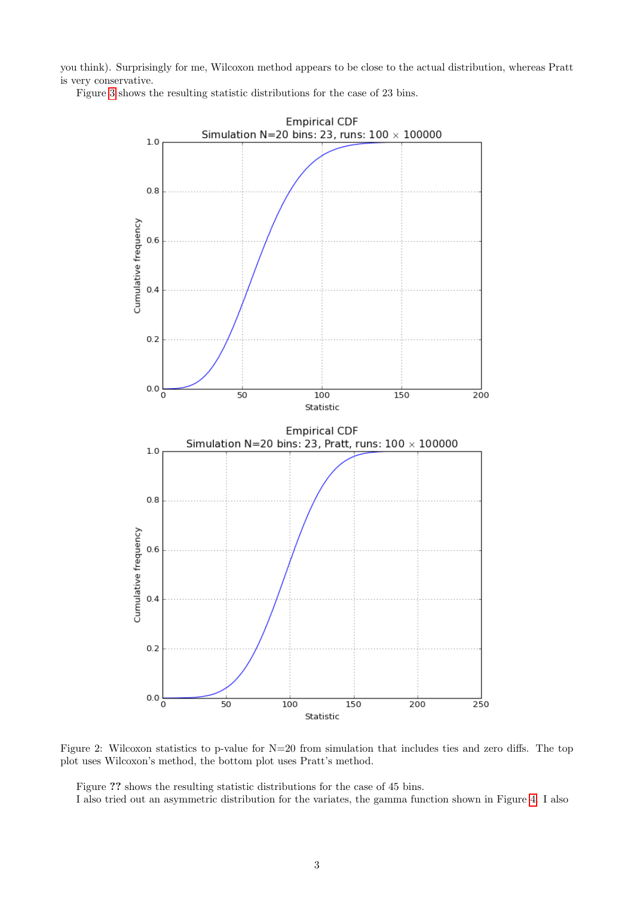you think). Surprisingly for me, Wilcoxon method appears to be close to the actual distribution, whereas Pratt is very conservative.

Figure 3 shows the resulting statistic distributions for the case of 23 bins.

Figure 2: Wilcoxon statistics to p-value for N=20 from simulation that includes ties and zero diffs. The top plot uses Wilcoxon's method, the bottom plot uses Pratt's method.

Figure ?? shows the resulting statistic distributions for the case of 45 bins.

I also tried out an asymmetric distribution for the variates, the gamma function shown in Figure 4. I also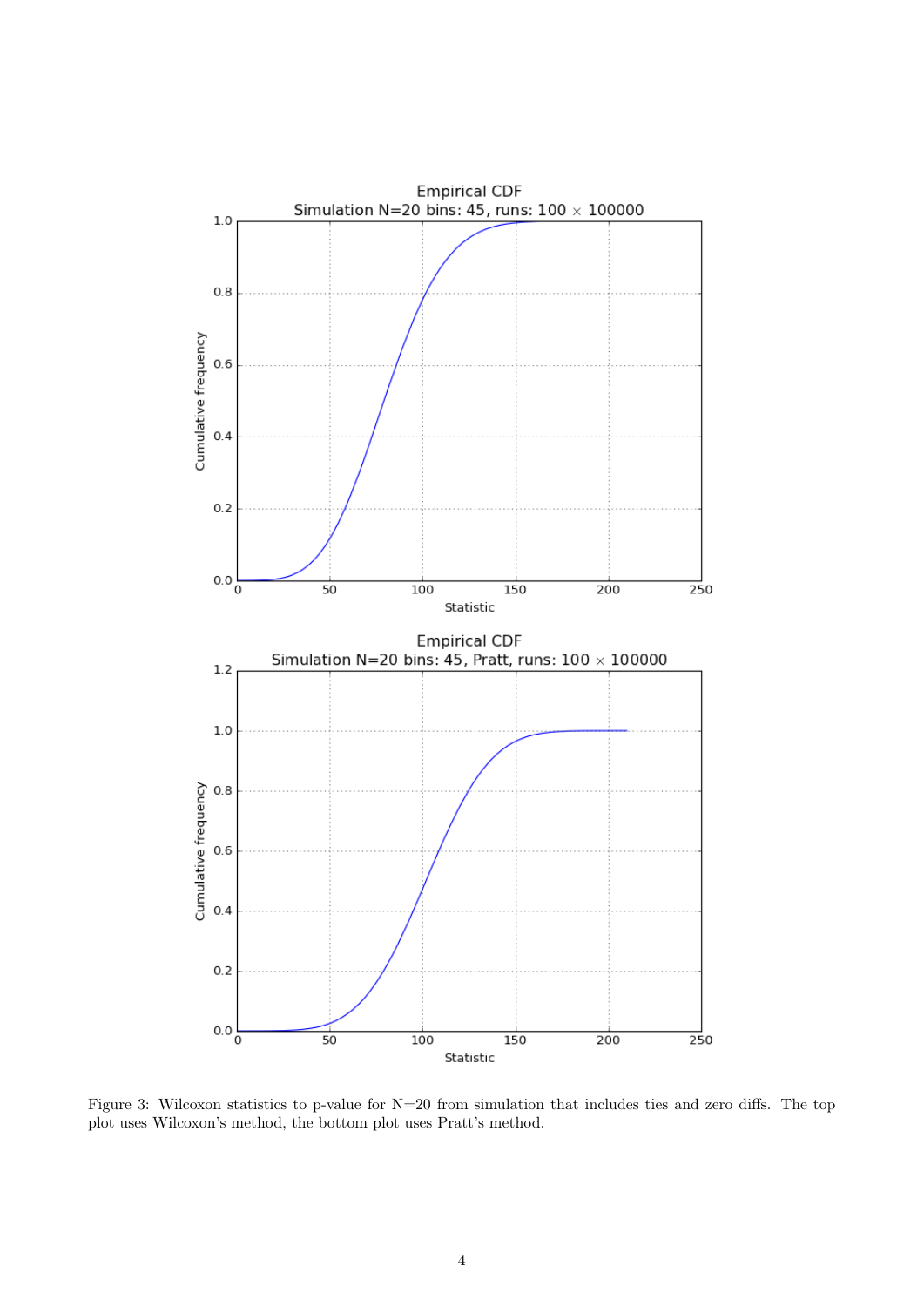Figure 3: Wilcoxon statistics to p-value for N=20 from simulation that includes ties and zero diffs. The top plot uses Wilcoxon's method, the bottom plot uses Pratt's method.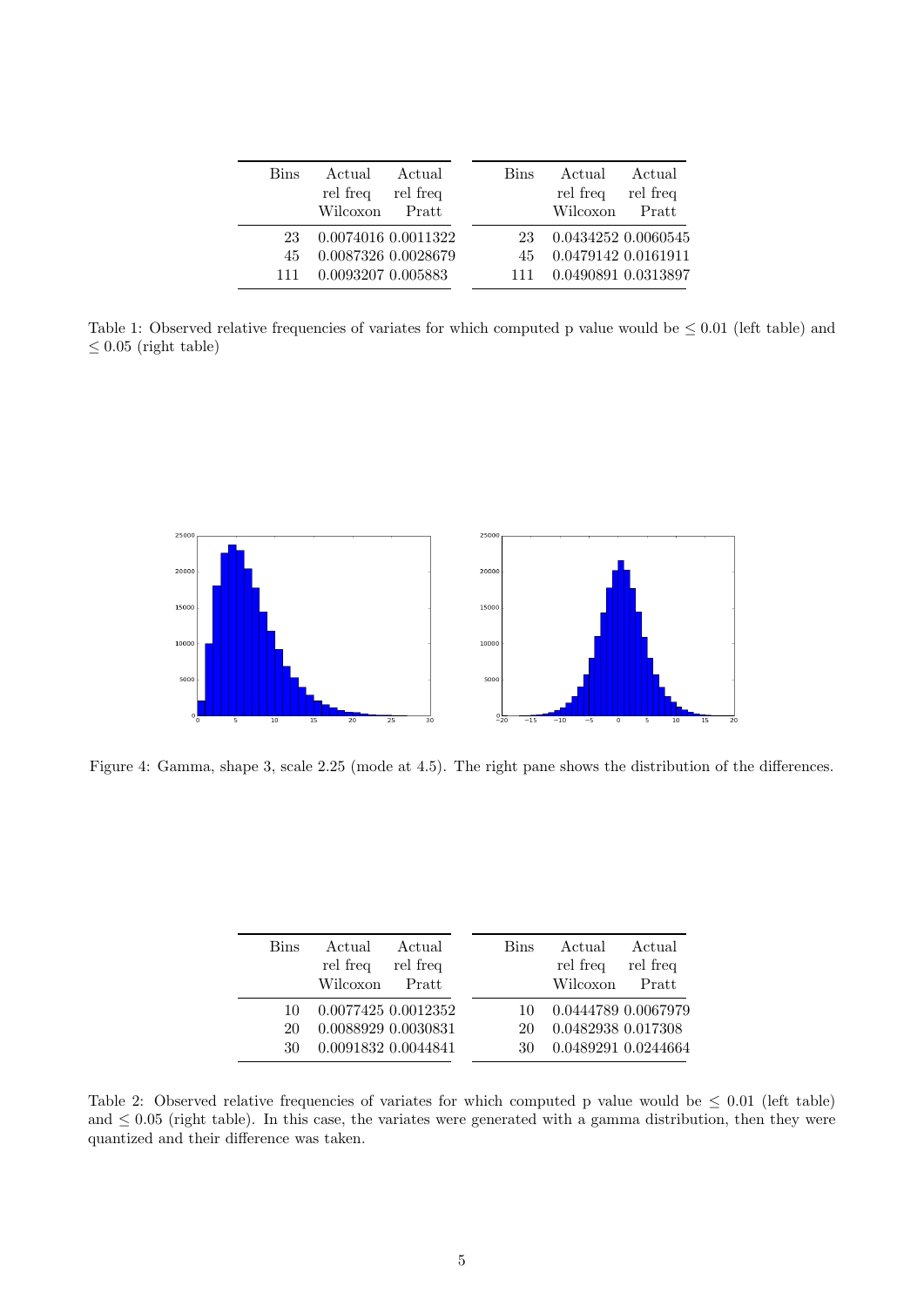| Bins | Actual rel freq Wilcoxon | Actual rel freq Pratt |
|---|---|---|
| 23 | 0.0074016 | 0.0011322 |
| 45 | 0.0087326 | 0.0028679 |
| 111 | 0.0093207 | 0.005883 |

| Bins | Actual rel freq Wilcoxon | Actual rel freq Pratt |
|---|---|---|
| 23 | 0.0434252 | 0.0060545 |
| 45 | 0.0479142 | 0.0161911 |
| 111 | 0.0490891 | 0.0313897 |

Table 1: Observed relative frequencies of variates for which computed p value would be $\leq 0.01$ (left table) and $\leq 0.05$ (right table)

Figure 4: Gamma, shape 3, scale 2.25 (mode at 4.5). The right pane shows the distribution of the differences.

| Bins | Actual rel freq Wilcoxon | Actual rel freq Pratt |
|---|---|---|
| 10 | 0.0077425 | 0.0012352 |
| 20 | 0.0088929 | 0.0030831 |
| 30 | 0.0091832 | 0.0044841 |

| Bins | Actual rel freq Wilcoxon | Actual rel freq Pratt |
|---|---|---|
| 10 | 0.0444789 | 0.0067979 |
| 20 | 0.0482938 | 0.017308 |
| 30 | 0.0489291 | 0.0244664 |

Table 2: Observed relative frequencies of variates for which computed p value would be $\leq 0.01$ (left table) and $\leq 0.05$ (right table). In this case, the variates were generated with a gamma distribution, then they were quantized and their difference was taken.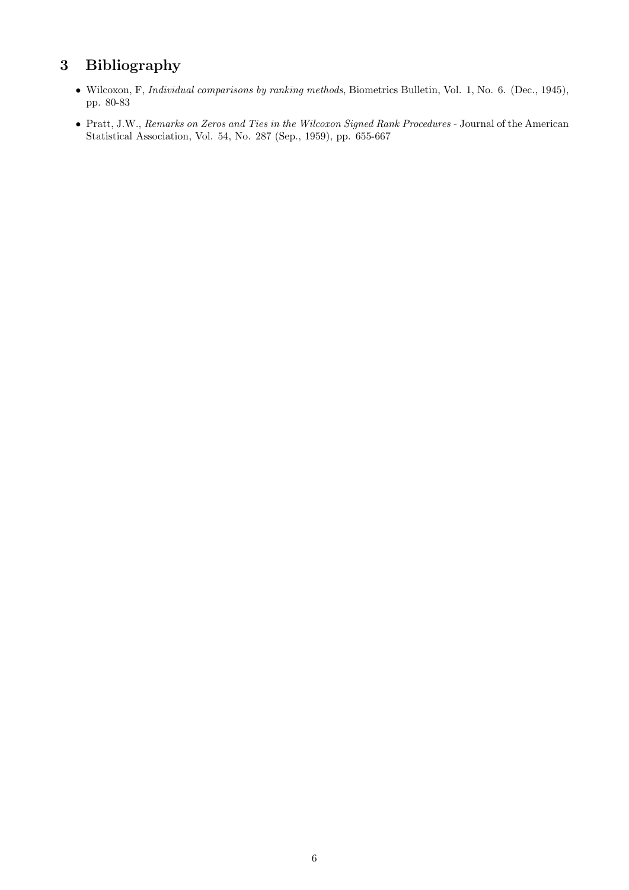## 3 Bibliography

- Wilcoxon, F, *Individual comparisons by ranking methods*, Biometrics Bulletin, Vol. 1, No. 6. (Dec., 1945), pp. 80-83
- Pratt, J.W., *Remarks on Zeros and Ties in the Wilcoxon Signed Rank Procedures* - Journal of the American Statistical Association, Vol. 54, No. 287 (Sep., 1959), pp. 655-667